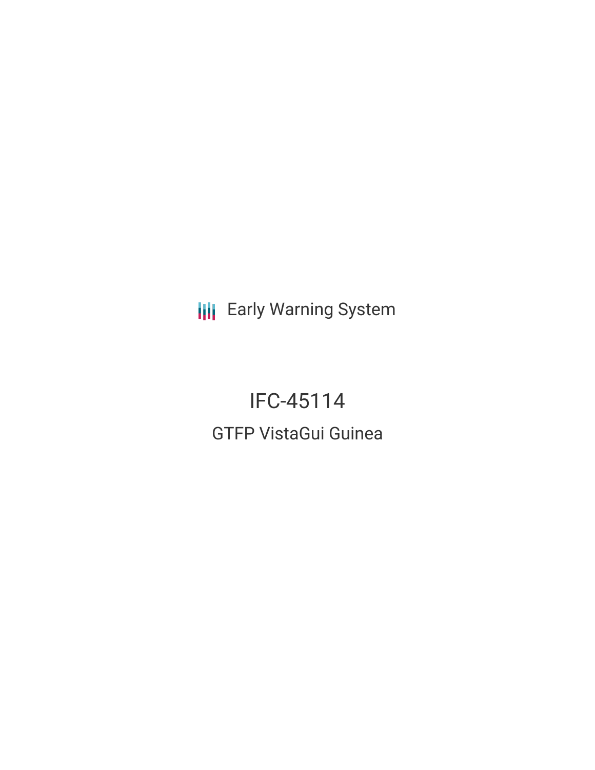Early Warning System

# IFC-45114

## GTFP VistaGui Guinea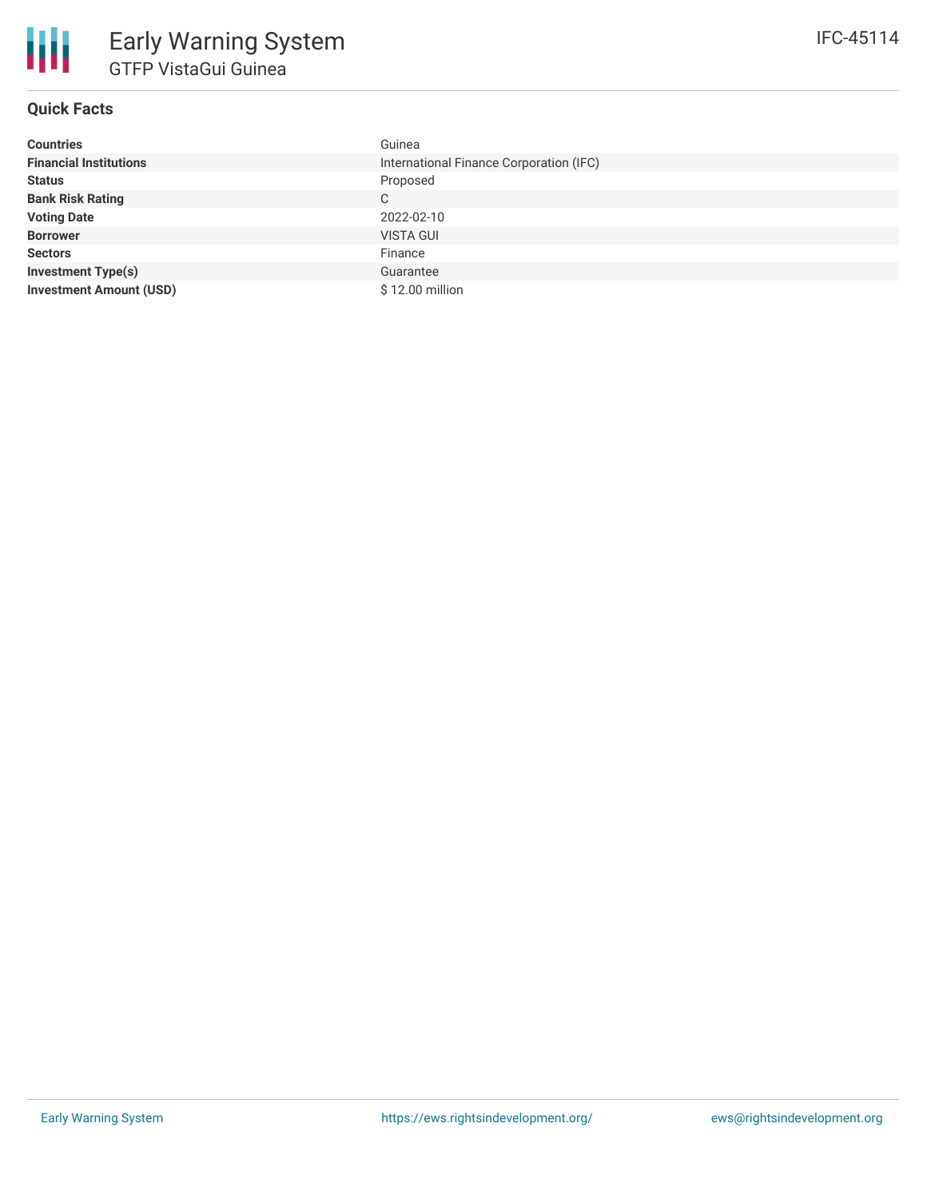# Early Warning System

## GTFP VistaGui Guinea

IFC-45114

### Quick Facts

| | |
|---|---|
| **Countries** | Guinea |
| **Financial Institutions** | International Finance Corporation (IFC) |
| **Status** | Proposed |
| **Bank Risk Rating** | C |
| **Voting Date** | 2022-02-10 |
| **Borrower** | VISTA GUI |
| **Sectors** | Finance |
| **Investment Type(s)** | Guarantee |
| **Investment Amount (USD)** | $ 12.00 million |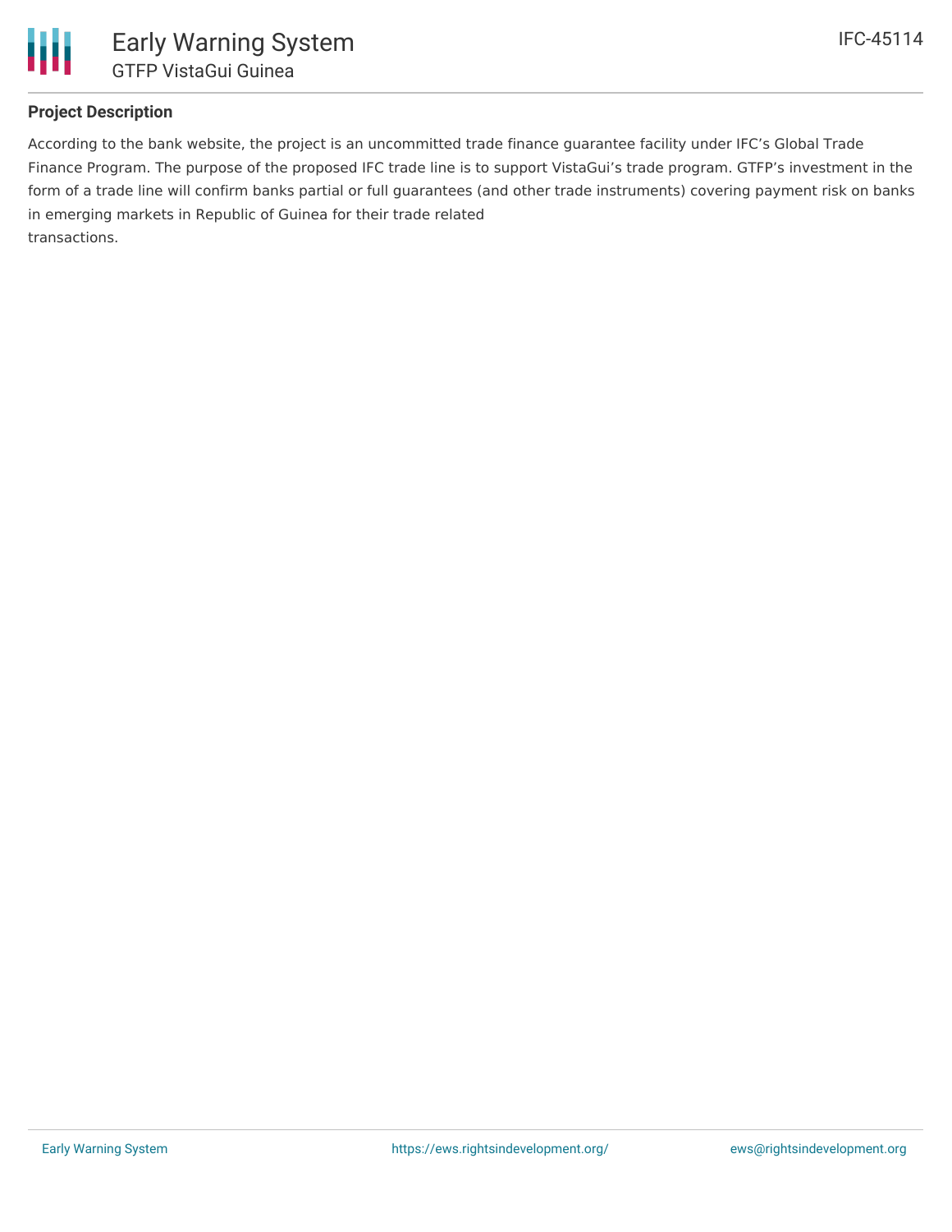## Project Description

According to the bank website, the project is an uncommitted trade finance guarantee facility under IFC's Global Trade Finance Program. The purpose of the proposed IFC trade line is to support VistaGui's trade program. GTFP's investment in the form of a trade line will confirm banks partial or full guarantees (and other trade instruments) covering payment risk on banks in emerging markets in Republic of Guinea for their trade related transactions.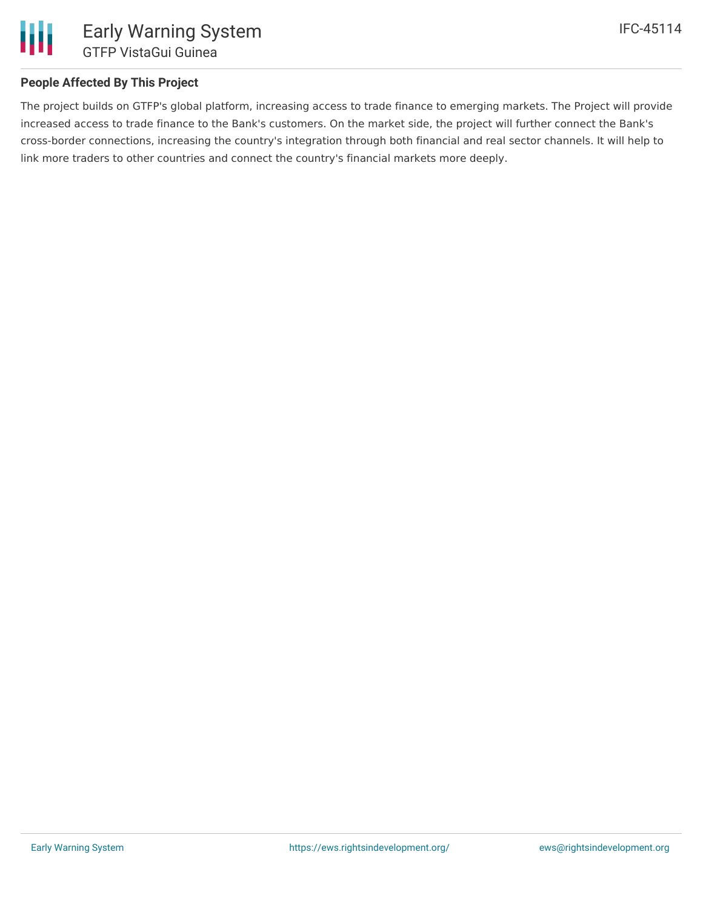## People Affected By This Project

The project builds on GTFP's global platform, increasing access to trade finance to emerging markets. The Project will provide increased access to trade finance to the Bank's customers. On the market side, the project will further connect the Bank's cross-border connections, increasing the country's integration through both financial and real sector channels. It will help to link more traders to other countries and connect the country's financial markets more deeply.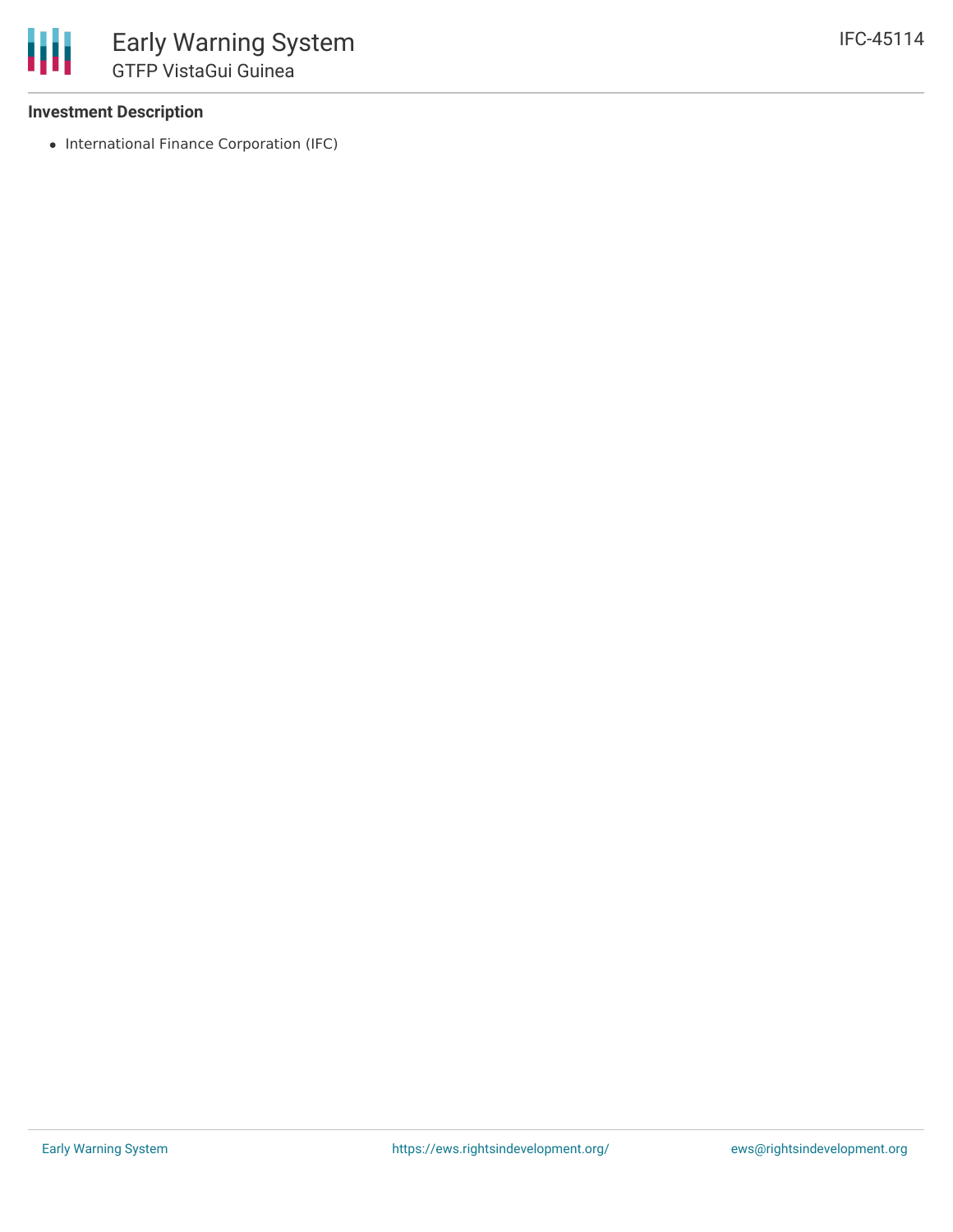### Investment Description

- International Finance Corporation (IFC)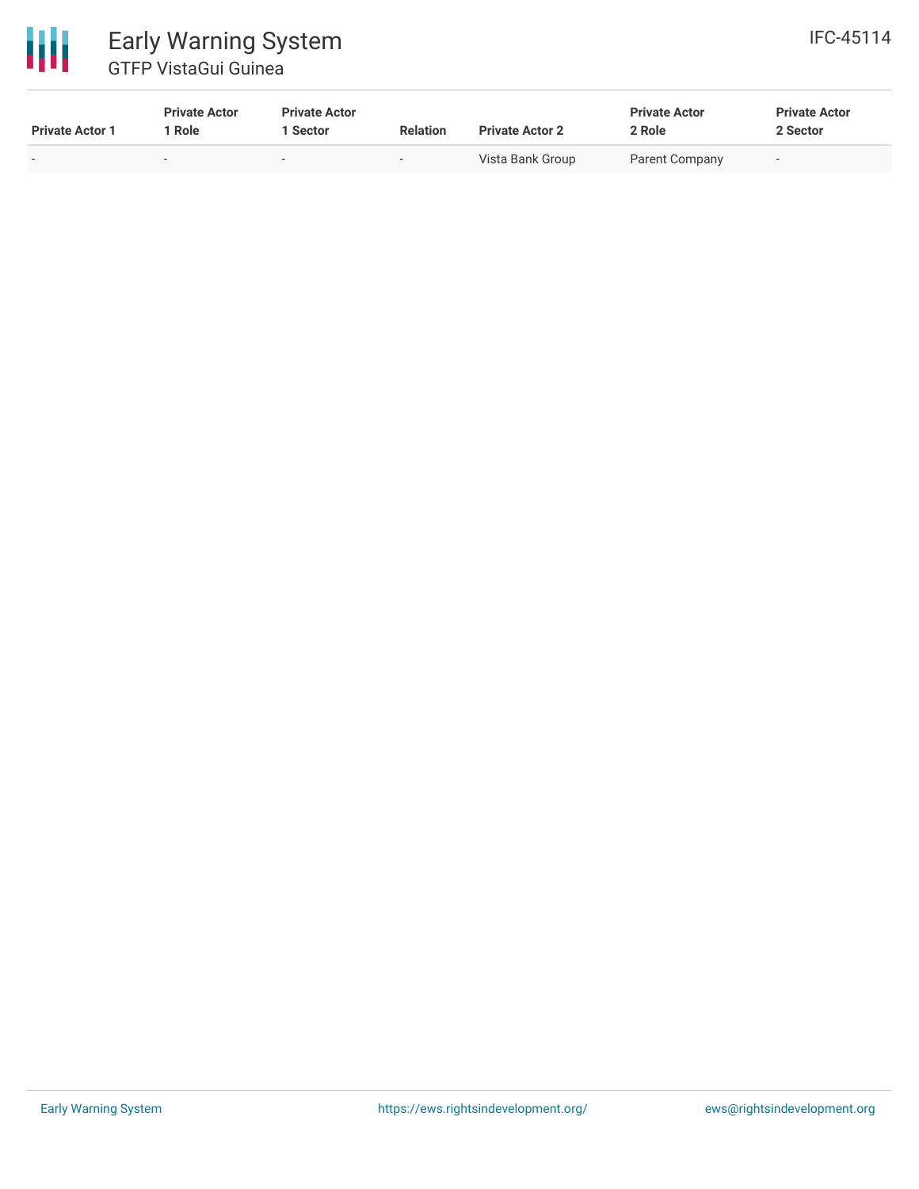| Private Actor 1 | Private Actor 1 Role | Private Actor 1 Sector | Relation | Private Actor 2 | Private Actor 2 Role | Private Actor 2 Sector |
| --- | --- | --- | --- | --- | --- | --- |
| - | - | - | - | Vista Bank Group | Parent Company | - |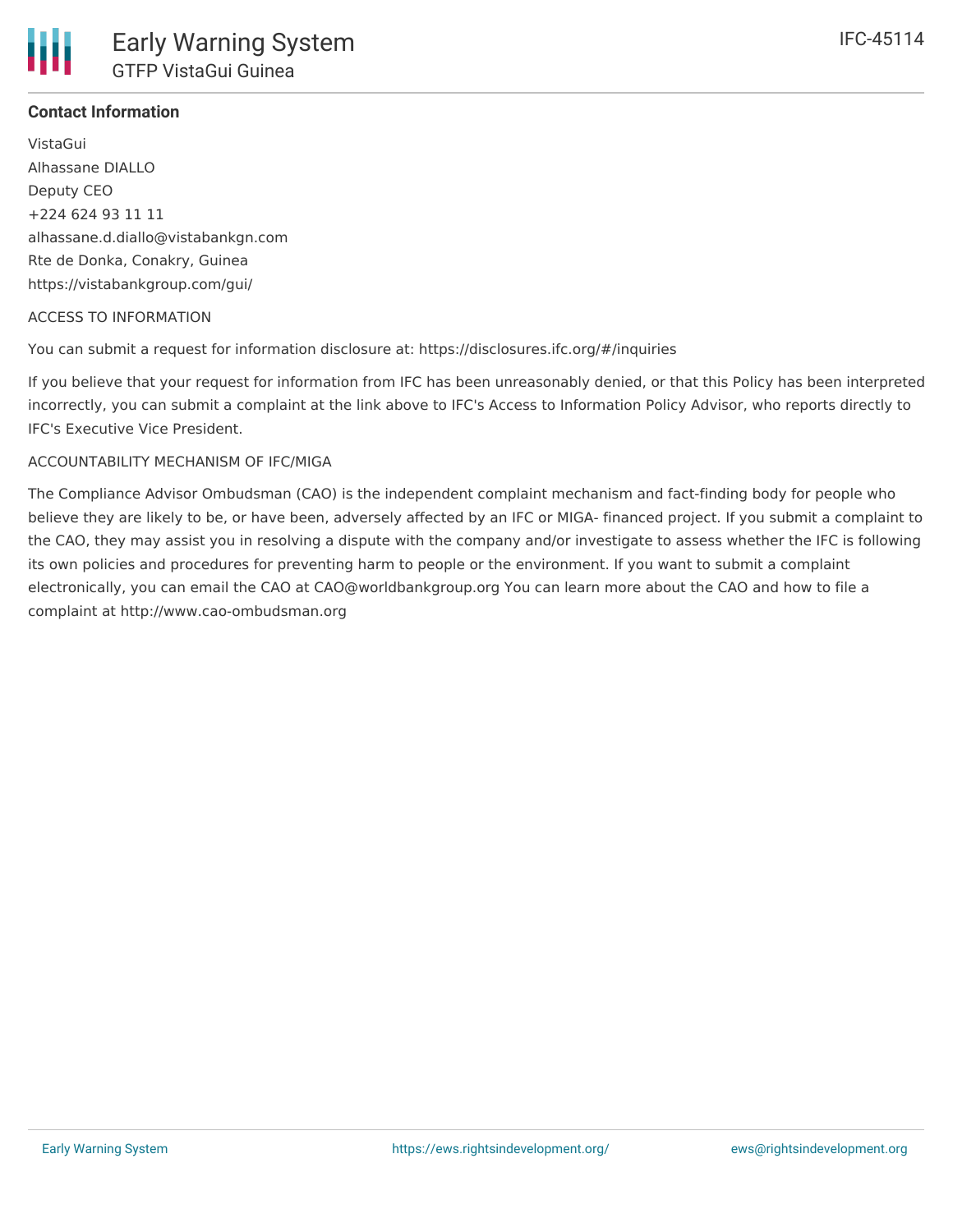### Contact Information

VistaGui
Alhassane DIALLO
Deputy CEO
+224 624 93 11 11
alhassane.d.diallo@vistabankgn.com
Rte de Donka, Conakry, Guinea
https://vistabankgroup.com/gui/

ACCESS TO INFORMATION

You can submit a request for information disclosure at: https://disclosures.ifc.org/#/inquiries

If you believe that your request for information from IFC has been unreasonably denied, or that this Policy has been interpreted incorrectly, you can submit a complaint at the link above to IFC's Access to Information Policy Advisor, who reports directly to IFC's Executive Vice President.

ACCOUNTABILITY MECHANISM OF IFC/MIGA

The Compliance Advisor Ombudsman (CAO) is the independent complaint mechanism and fact-finding body for people who believe they are likely to be, or have been, adversely affected by an IFC or MIGA- financed project. If you submit a complaint to the CAO, they may assist you in resolving a dispute with the company and/or investigate to assess whether the IFC is following its own policies and procedures for preventing harm to people or the environment. If you want to submit a complaint electronically, you can email the CAO at CAO@worldbankgroup.org You can learn more about the CAO and how to file a complaint at http://www.cao-ombudsman.org